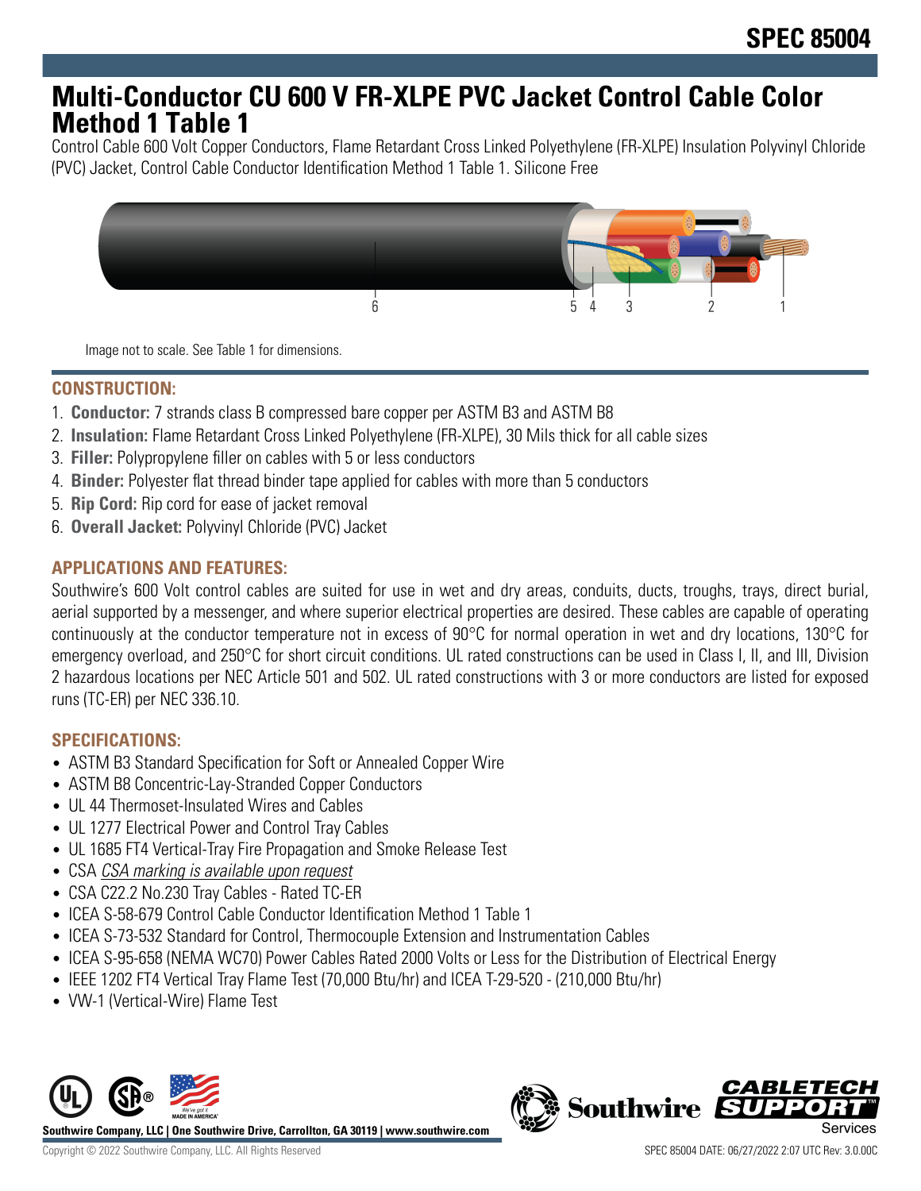# SPEC 85004

# Multi-Conductor CU 600 V FR-XLPE PVC Jacket Control Cable Color Method 1 Table 1

Control Cable 600 Volt Copper Conductors, Flame Retardant Cross Linked Polyethylene (FR-XLPE) Insulation Polyvinyl Chloride (PVC) Jacket, Control Cable Conductor Identification Method 1 Table 1. Silicone Free

6 5 4 3 2 1

Image not to scale. See Table 1 for dimensions.

## CONSTRUCTION:

1. **Conductor:** 7 strands class B compressed bare copper per ASTM B3 and ASTM B8
2. **Insulation:** Flame Retardant Cross Linked Polyethylene (FR-XLPE), 30 Mils thick for all cable sizes
3. **Filler:** Polypropylene filler on cables with 5 or less conductors
4. **Binder:** Polyester flat thread binder tape applied for cables with more than 5 conductors
5. **Rip Cord:** Rip cord for ease of jacket removal
6. **Overall Jacket:** Polyvinyl Chloride (PVC) Jacket

## APPLICATIONS AND FEATURES:

Southwire's 600 Volt control cables are suited for use in wet and dry areas, conduits, ducts, troughs, trays, direct burial, aerial supported by a messenger, and where superior electrical properties are desired. These cables are capable of operating continuously at the conductor temperature not in excess of 90°C for normal operation in wet and dry locations, 130°C for emergency overload, and 250°C for short circuit conditions. UL rated constructions can be used in Class I, II, and III, Division 2 hazardous locations per NEC Article 501 and 502. UL rated constructions with 3 or more conductors are listed for exposed runs (TC-ER) per NEC 336.10.

## SPECIFICATIONS:

- ASTM B3 Standard Specification for Soft or Annealed Copper Wire
- ASTM B8 Concentric-Lay-Stranded Copper Conductors
- UL 44 Thermoset-Insulated Wires and Cables
- UL 1277 Electrical Power and Control Tray Cables
- UL 1685 FT4 Vertical-Tray Fire Propagation and Smoke Release Test
- CSA *CSA marking is available upon request*
- CSA C22.2 No.230 Tray Cables - Rated TC-ER
- ICEA S-58-679 Control Cable Conductor Identification Method 1 Table 1
- ICEA S-73-532 Standard for Control, Thermocouple Extension and Instrumentation Cables
- ICEA S-95-658 (NEMA WC70) Power Cables Rated 2000 Volts or Less for the Distribution of Electrical Energy
- IEEE 1202 FT4 Vertical Tray Flame Test (70,000 Btu/hr) and ICEA T-29-520 - (210,000 Btu/hr)
- VW-1 (Vertical-Wire) Flame Test

Southwire Company, LLC | One Southwire Drive, Carrollton, GA 30119 | www.southwire.com

Copyright © 2022 Southwire Company, LLC. All Rights Reserved

SPEC 85004 DATE: 06/27/2022 2:07 UTC Rev: 3.0.00C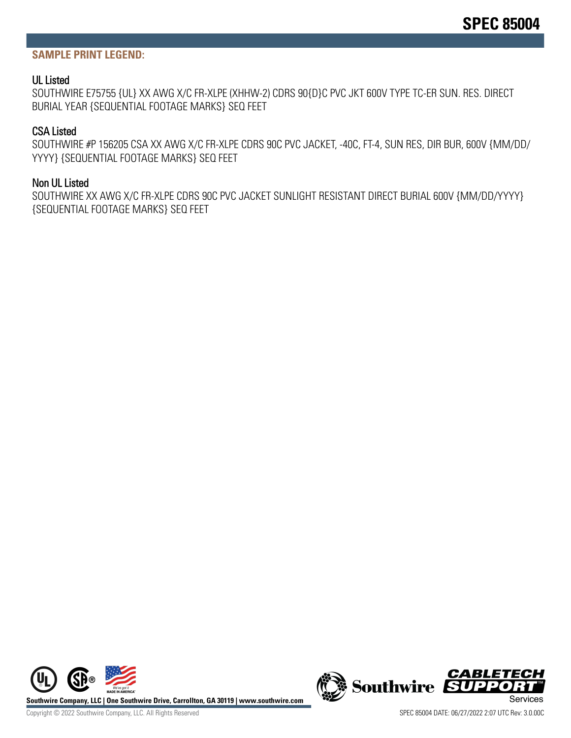## SAMPLE PRINT LEGEND:

### UL Listed

SOUTHWIRE E75755 {UL} XX AWG X/C FR-XLPE (XHHW-2) CDRS 90{D}C PVC JKT 600V TYPE TC-ER SUN. RES. DIRECT BURIAL YEAR {SEQUENTIAL FOOTAGE MARKS} SEQ FEET

### CSA Listed

SOUTHWIRE #P 156205 CSA XX AWG X/C FR-XLPE CDRS 90C PVC JACKET, -40C, FT-4, SUN RES, DIR BUR, 600V {MM/DD/YYYY} {SEQUENTIAL FOOTAGE MARKS} SEQ FEET

### Non UL Listed

SOUTHWIRE XX AWG X/C FR-XLPE CDRS 90C PVC JACKET SUNLIGHT RESISTANT DIRECT BURIAL 600V {MM/DD/YYYY} {SEQUENTIAL FOOTAGE MARKS} SEQ FEET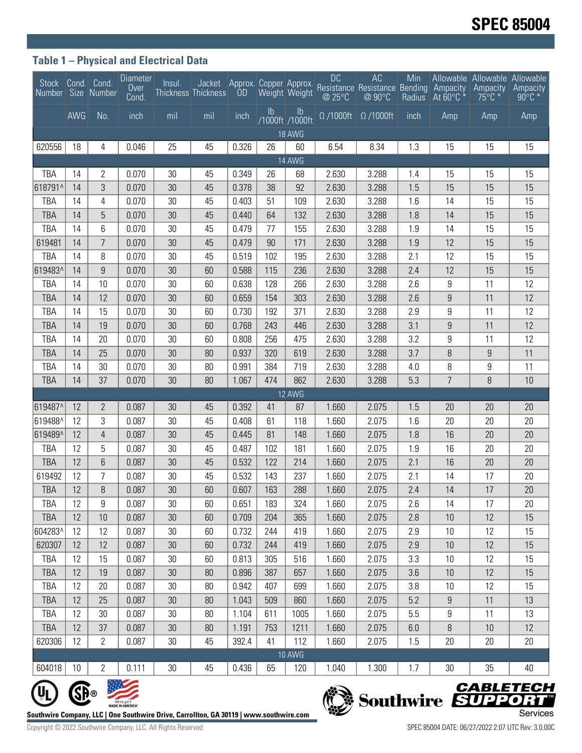## Table 1 – Physical and Electrical Data

| Stock Number | Cond. Size | Cond. Number | Diameter Over Cond. | Insul. Thickness | Jacket Thickness | Approx. OD | Copper Weight | Approx. Weight | DC Resistance @ 25°C | AC Resistance @ 90°C | Min Bending Radius | Allowable Ampacity At 60°C * | Allowable Ampacity 75°C * | Allowable Ampacity 90°C * |
|---|---|---|---|---|---|---|---|---|---|---|---|---|---|---|
| | AWG | No. | inch | mil | mil | inch | lb /1000ft | lb /1000ft | Ω /1000ft | Ω /1000ft | inch | Amp | Amp | Amp |
| 18 AWG | | | | | | | | | | | | | | |
| 620556 | 18 | 4 | 0.046 | 25 | 45 | 0.326 | 26 | 60 | 6.54 | 8.34 | 1.3 | 15 | 15 | 15 |
| 14 AWG | | | | | | | | | | | | | | |
| TBA | 14 | 2 | 0.070 | 30 | 45 | 0.349 | 26 | 68 | 2.630 | 3.288 | 1.4 | 15 | 15 | 15 |
| 618791^ | 14 | 3 | 0.070 | 30 | 45 | 0.378 | 38 | 92 | 2.630 | 3.288 | 1.5 | 15 | 15 | 15 |
| TBA | 14 | 4 | 0.070 | 30 | 45 | 0.403 | 51 | 109 | 2.630 | 3.288 | 1.6 | 14 | 15 | 15 |
| TBA | 14 | 5 | 0.070 | 30 | 45 | 0.440 | 64 | 132 | 2.630 | 3.288 | 1.8 | 14 | 15 | 15 |
| TBA | 14 | 6 | 0.070 | 30 | 45 | 0.479 | 77 | 155 | 2.630 | 3.288 | 1.9 | 14 | 15 | 15 |
| 619481 | 14 | 7 | 0.070 | 30 | 45 | 0.479 | 90 | 171 | 2.630 | 3.288 | 1.9 | 12 | 15 | 15 |
| TBA | 14 | 8 | 0.070 | 30 | 45 | 0.519 | 102 | 195 | 2.630 | 3.288 | 2.1 | 12 | 15 | 15 |
| 619483^ | 14 | 9 | 0.070 | 30 | 60 | 0.588 | 115 | 236 | 2.630 | 3.288 | 2.4 | 12 | 15 | 15 |
| TBA | 14 | 10 | 0.070 | 30 | 60 | 0.638 | 128 | 266 | 2.630 | 3.288 | 2.6 | 9 | 11 | 12 |
| TBA | 14 | 12 | 0.070 | 30 | 60 | 0.659 | 154 | 303 | 2.630 | 3.288 | 2.6 | 9 | 11 | 12 |
| TBA | 14 | 15 | 0.070 | 30 | 60 | 0.730 | 192 | 371 | 2.630 | 3.288 | 2.9 | 9 | 11 | 12 |
| TBA | 14 | 19 | 0.070 | 30 | 60 | 0.768 | 243 | 446 | 2.630 | 3.288 | 3.1 | 9 | 11 | 12 |
| TBA | 14 | 20 | 0.070 | 30 | 60 | 0.808 | 256 | 475 | 2.630 | 3.288 | 3.2 | 9 | 11 | 12 |
| TBA | 14 | 25 | 0.070 | 30 | 80 | 0.937 | 320 | 619 | 2.630 | 3.288 | 3.7 | 8 | 9 | 11 |
| TBA | 14 | 30 | 0.070 | 30 | 80 | 0.991 | 384 | 719 | 2.630 | 3.288 | 4.0 | 8 | 9 | 11 |
| TBA | 14 | 37 | 0.070 | 30 | 80 | 1.067 | 474 | 862 | 2.630 | 3.288 | 5.3 | 7 | 8 | 10 |
| 12 AWG | | | | | | | | | | | | | | |
| 619487^ | 12 | 2 | 0.087 | 30 | 45 | 0.392 | 41 | 87 | 1.660 | 2.075 | 1.5 | 20 | 20 | 20 |
| 619488^ | 12 | 3 | 0.087 | 30 | 45 | 0.408 | 61 | 118 | 1.660 | 2.075 | 1.6 | 20 | 20 | 20 |
| 619489^ | 12 | 4 | 0.087 | 30 | 45 | 0.445 | 81 | 148 | 1.660 | 2.075 | 1.8 | 16 | 20 | 20 |
| TBA | 12 | 5 | 0.087 | 30 | 45 | 0.487 | 102 | 181 | 1.660 | 2.075 | 1.9 | 16 | 20 | 20 |
| TBA | 12 | 6 | 0.087 | 30 | 45 | 0.532 | 122 | 214 | 1.660 | 2.075 | 2.1 | 16 | 20 | 20 |
| 619492 | 12 | 7 | 0.087 | 30 | 45 | 0.532 | 143 | 237 | 1.660 | 2.075 | 2.1 | 14 | 17 | 20 |
| TBA | 12 | 8 | 0.087 | 30 | 60 | 0.607 | 163 | 288 | 1.660 | 2.075 | 2.4 | 14 | 17 | 20 |
| TBA | 12 | 9 | 0.087 | 30 | 60 | 0.651 | 183 | 324 | 1.660 | 2.075 | 2.6 | 14 | 17 | 20 |
| TBA | 12 | 10 | 0.087 | 30 | 60 | 0.709 | 204 | 365 | 1.660 | 2.075 | 2.8 | 10 | 12 | 15 |
| 604283^ | 12 | 12 | 0.087 | 30 | 60 | 0.732 | 244 | 419 | 1.660 | 2.075 | 2.9 | 10 | 12 | 15 |
| 620307 | 12 | 12 | 0.087 | 30 | 60 | 0.732 | 244 | 419 | 1.660 | 2.075 | 2.9 | 10 | 12 | 15 |
| TBA | 12 | 15 | 0.087 | 30 | 60 | 0.813 | 305 | 516 | 1.660 | 2.075 | 3.3 | 10 | 12 | 15 |
| TBA | 12 | 19 | 0.087 | 30 | 80 | 0.896 | 387 | 657 | 1.660 | 2.075 | 3.6 | 10 | 12 | 15 |
| TBA | 12 | 20 | 0.087 | 30 | 80 | 0.942 | 407 | 699 | 1.660 | 2.075 | 3.8 | 10 | 12 | 15 |
| TBA | 12 | 25 | 0.087 | 30 | 80 | 1.043 | 509 | 860 | 1.660 | 2.075 | 5.2 | 9 | 11 | 13 |
| TBA | 12 | 30 | 0.087 | 30 | 80 | 1.104 | 611 | 1005 | 1.660 | 2.075 | 5.5 | 9 | 11 | 13 |
| TBA | 12 | 37 | 0.087 | 30 | 80 | 1.191 | 753 | 1211 | 1.660 | 2.075 | 6.0 | 8 | 10 | 12 |
| 620306 | 12 | 2 | 0.087 | 30 | 45 | 392.4 | 41 | 112 | 1.660 | 2.075 | 1.5 | 20 | 20 | 20 |
| 10 AWG | | | | | | | | | | | | | | |
| 604018 | 10 | 2 | 0.111 | 30 | 45 | 0.436 | 65 | 120 | 1.040 | 1.300 | 1.7 | 30 | 35 | 40 |

Southwire Company, LLC | One Southwire Drive, Carrollton, GA 30119 | www.southwire.com

Copyright © 2022 Southwire Company, LLC. All Rights Reserved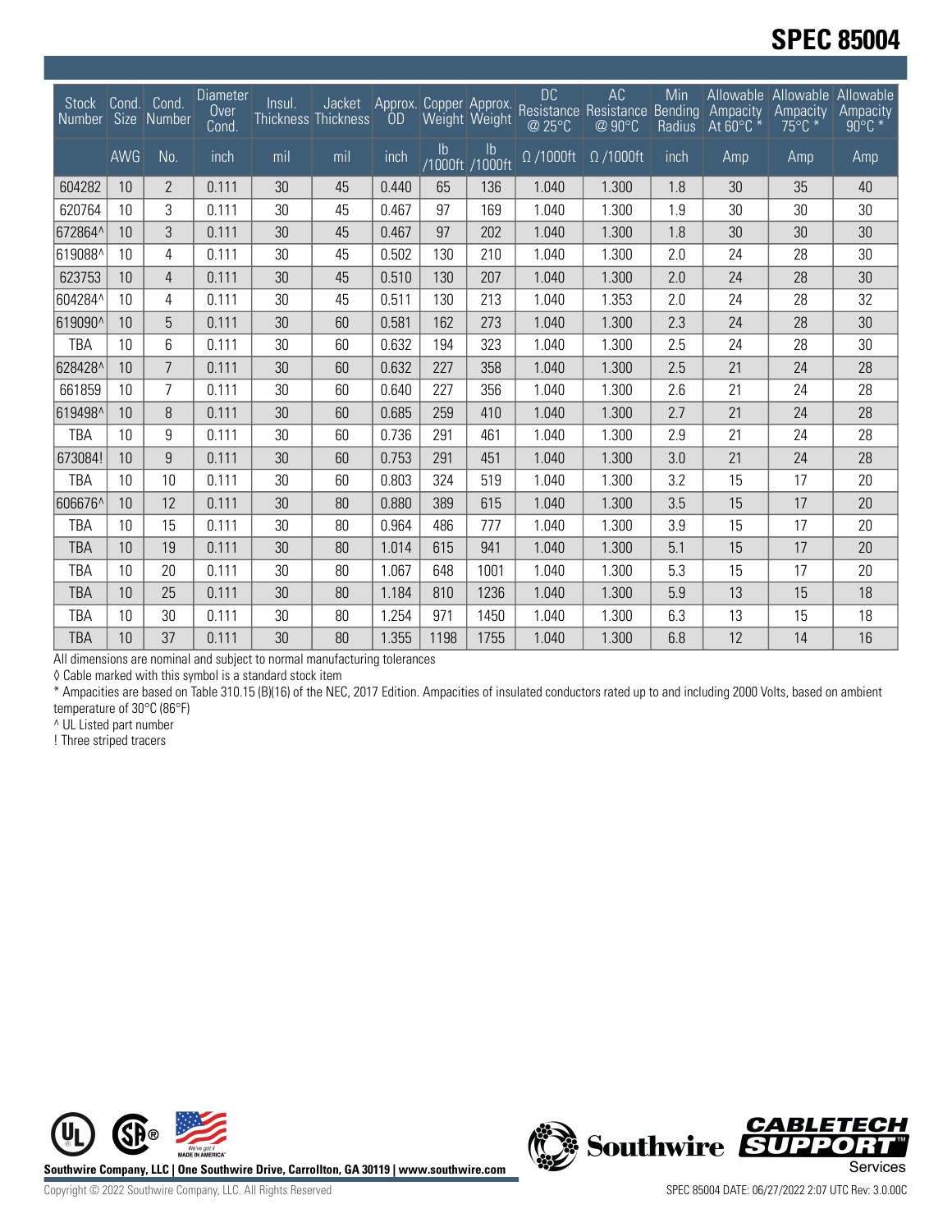# SPEC 85004

| Stock Number | Cond. Size | Cond. Number | Diameter Over Cond. | Insul. Thickness | Jacket Thickness | Approx. OD | Copper Weight | Approx. Weight | DC Resistance @ 25°C | AC Resistance @ 90°C | Min Bending Radius | Allowable Ampacity At 60°C * | Allowable Ampacity 75°C * | Allowable Ampacity 90°C * |
|---|---|---|---|---|---|---|---|---|---|---|---|---|---|---|
| | AWG | No. | inch | mil | mil | inch | lb /1000ft | lb /1000ft | Ω /1000ft | Ω /1000ft | inch | Amp | Amp | Amp |
| 604282 | 10 | 2 | 0.111 | 30 | 45 | 0.440 | 65 | 136 | 1.040 | 1.300 | 1.8 | 30 | 35 | 40 |
| 620764 | 10 | 3 | 0.111 | 30 | 45 | 0.467 | 97 | 169 | 1.040 | 1.300 | 1.9 | 30 | 30 | 30 |
| 672864^ | 10 | 3 | 0.111 | 30 | 45 | 0.467 | 97 | 202 | 1.040 | 1.300 | 1.8 | 30 | 30 | 30 |
| 619088^ | 10 | 4 | 0.111 | 30 | 45 | 0.502 | 130 | 210 | 1.040 | 1.300 | 2.0 | 24 | 28 | 30 |
| 623753 | 10 | 4 | 0.111 | 30 | 45 | 0.510 | 130 | 207 | 1.040 | 1.300 | 2.0 | 24 | 28 | 30 |
| 604284^ | 10 | 4 | 0.111 | 30 | 45 | 0.511 | 130 | 213 | 1.040 | 1.353 | 2.0 | 24 | 28 | 32 |
| 619090^ | 10 | 5 | 0.111 | 30 | 60 | 0.581 | 162 | 273 | 1.040 | 1.300 | 2.3 | 24 | 28 | 30 |
| TBA | 10 | 6 | 0.111 | 30 | 60 | 0.632 | 194 | 323 | 1.040 | 1.300 | 2.5 | 24 | 28 | 30 |
| 628428^ | 10 | 7 | 0.111 | 30 | 60 | 0.632 | 227 | 358 | 1.040 | 1.300 | 2.5 | 21 | 24 | 28 |
| 661859 | 10 | 7 | 0.111 | 30 | 60 | 0.640 | 227 | 356 | 1.040 | 1.300 | 2.6 | 21 | 24 | 28 |
| 619498^ | 10 | 8 | 0.111 | 30 | 60 | 0.685 | 259 | 410 | 1.040 | 1.300 | 2.7 | 21 | 24 | 28 |
| TBA | 10 | 9 | 0.111 | 30 | 60 | 0.736 | 291 | 461 | 1.040 | 1.300 | 2.9 | 21 | 24 | 28 |
| 673084! | 10 | 9 | 0.111 | 30 | 60 | 0.753 | 291 | 451 | 1.040 | 1.300 | 3.0 | 21 | 24 | 28 |
| TBA | 10 | 10 | 0.111 | 30 | 60 | 0.803 | 324 | 519 | 1.040 | 1.300 | 3.2 | 15 | 17 | 20 |
| 606676^ | 10 | 12 | 0.111 | 30 | 80 | 0.880 | 389 | 615 | 1.040 | 1.300 | 3.5 | 15 | 17 | 20 |
| TBA | 10 | 15 | 0.111 | 30 | 80 | 0.964 | 486 | 777 | 1.040 | 1.300 | 3.9 | 15 | 17 | 20 |
| TBA | 10 | 19 | 0.111 | 30 | 80 | 1.014 | 615 | 941 | 1.040 | 1.300 | 5.1 | 15 | 17 | 20 |
| TBA | 10 | 20 | 0.111 | 30 | 80 | 1.067 | 648 | 1001 | 1.040 | 1.300 | 5.3 | 15 | 17 | 20 |
| TBA | 10 | 25 | 0.111 | 30 | 80 | 1.184 | 810 | 1236 | 1.040 | 1.300 | 5.9 | 13 | 15 | 18 |
| TBA | 10 | 30 | 0.111 | 30 | 80 | 1.254 | 971 | 1450 | 1.040 | 1.300 | 6.3 | 13 | 15 | 18 |
| TBA | 10 | 37 | 0.111 | 30 | 80 | 1.355 | 1198 | 1755 | 1.040 | 1.300 | 6.8 | 12 | 14 | 16 |

All dimensions are nominal and subject to normal manufacturing tolerances

◊ Cable marked with this symbol is a standard stock item

* Ampacities are based on Table 310.15 (B)(16) of the NEC, 2017 Edition. Ampacities of insulated conductors rated up to and including 2000 Volts, based on ambient temperature of 30°C (86°F)

^ UL Listed part number

! Three striped tracers

Southwire Company, LLC | One Southwire Drive, Carrollton, GA 30119 | www.southwire.com

Copyright © 2022 Southwire Company, LLC. All Rights Reserved

SPEC 85004 DATE: 06/27/2022 2:07 UTC Rev: 3.0.00C